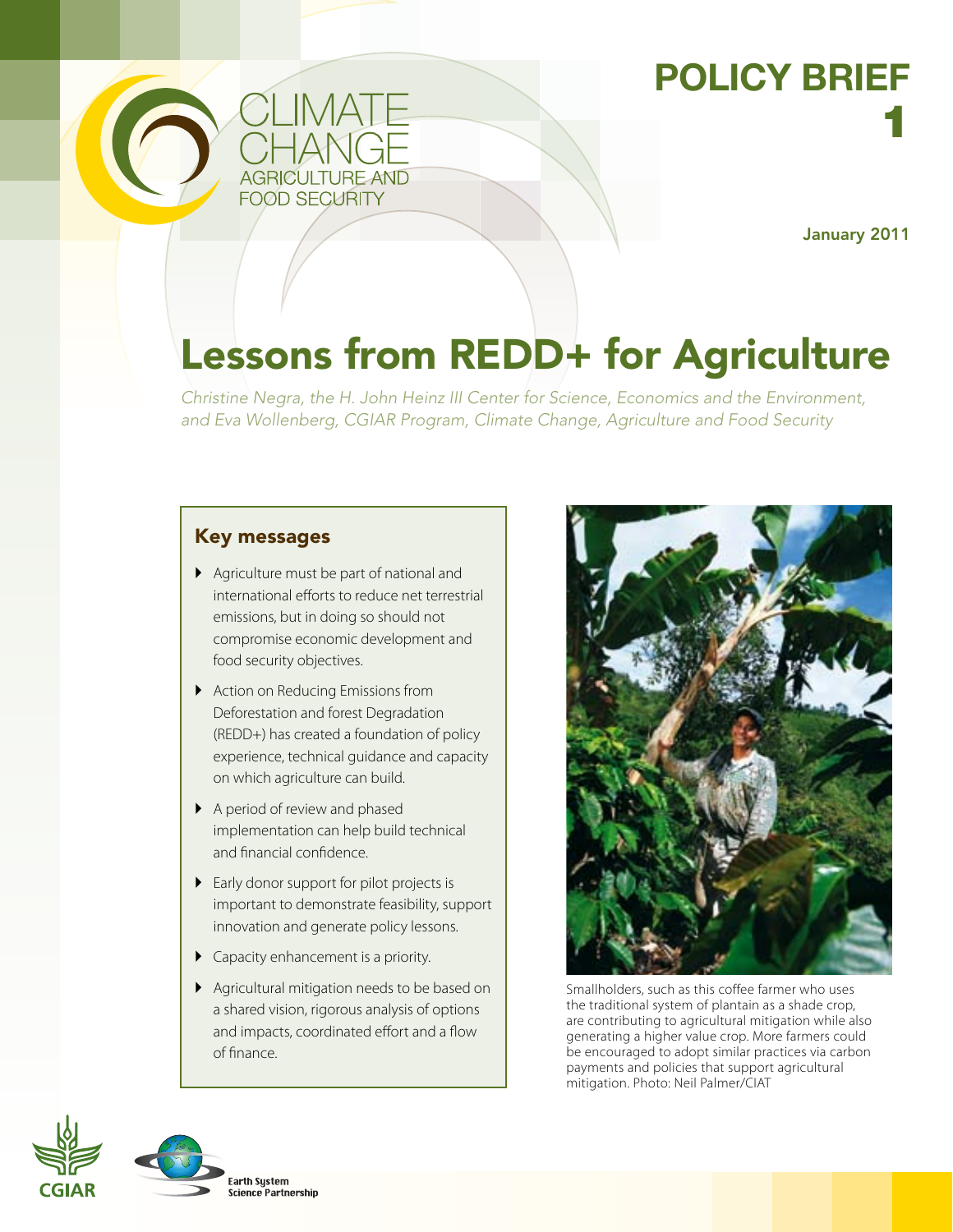# POLICY BRIEF 1

January 2011

# Lessons from REDD+ for Agriculture

*Christine Negra, the H. John Heinz III Center for Science, Economics and the Environment, and Eva Wollenberg, CGIAR Program, Climate Change, Agriculture and Food Security*

## Key messages

- Agriculture must be part of national and international efforts to reduce net terrestrial emissions, but in doing so should not compromise economic development and food security objectives.
- Action on Reducing Emissions from Deforestation and forest Degradation (REDD+) has created a foundation of policy experience, technical guidance and capacity on which agriculture can build.
- A period of review and phased implementation can help build technical and financial confidence.
- Early donor support for pilot projects is important to demonstrate feasibility, support innovation and generate policy lessons.
- Capacity enhancement is a priority.
- Agricultural mitigation needs to be based on a shared vision, rigorous analysis of options and impacts, coordinated effort and a flow of finance.

Smallholders, such as this coffee farmer who uses the traditional system of plantain as a shade crop, are contributing to agricultural mitigation while also generating a higher value crop. More farmers could be encouraged to adopt similar practices via carbon payments and policies that support agricultural mitigation. Photo: Neil Palmer/CIAT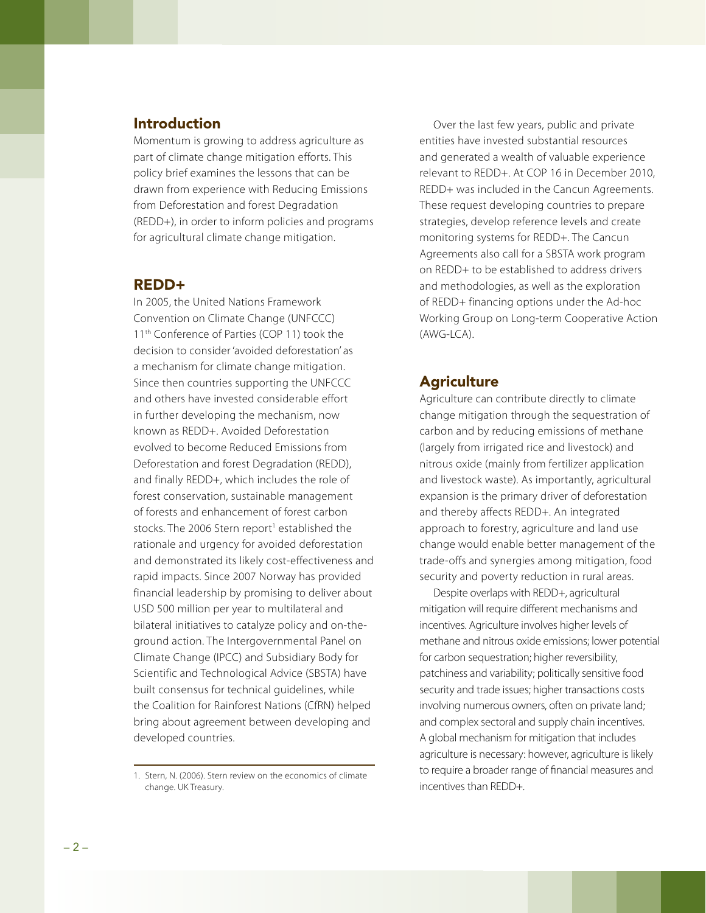## Introduction

Momentum is growing to address agriculture as part of climate change mitigation efforts. This policy brief examines the lessons that can be drawn from experience with Reducing Emissions from Deforestation and forest Degradation (REDD+), in order to inform policies and programs for agricultural climate change mitigation.

## REDD+

In 2005, the United Nations Framework Convention on Climate Change (UNFCCC) 11th Conference of Parties (COP 11) took the decision to consider 'avoided deforestation' as a mechanism for climate change mitigation. Since then countries supporting the UNFCCC and others have invested considerable effort in further developing the mechanism, now known as REDD+. Avoided Deforestation evolved to become Reduced Emissions from Deforestation and forest Degradation (REDD), and finally REDD+, which includes the role of forest conservation, sustainable management of forests and enhancement of forest carbon stocks. The 2006 Stern report[1] established the rationale and urgency for avoided deforestation and demonstrated its likely cost-effectiveness and rapid impacts. Since 2007 Norway has provided financial leadership by promising to deliver about USD 500 million per year to multilateral and bilateral initiatives to catalyze policy and on-the-ground action. The Intergovernmental Panel on Climate Change (IPCC) and Subsidiary Body for Scientific and Technological Advice (SBSTA) have built consensus for technical guidelines, while the Coalition for Rainforest Nations (CfRN) helped bring about agreement between developing and developed countries.

Over the last few years, public and private entities have invested substantial resources and generated a wealth of valuable experience relevant to REDD+. At COP 16 in December 2010, REDD+ was included in the Cancun Agreements. These request developing countries to prepare strategies, develop reference levels and create monitoring systems for REDD+. The Cancun Agreements also call for a SBSTA work program on REDD+ to be established to address drivers and methodologies, as well as the exploration of REDD+ financing options under the Ad-hoc Working Group on Long-term Cooperative Action (AWG-LCA).

## Agriculture

Agriculture can contribute directly to climate change mitigation through the sequestration of carbon and by reducing emissions of methane (largely from irrigated rice and livestock) and nitrous oxide (mainly from fertilizer application and livestock waste). As importantly, agricultural expansion is the primary driver of deforestation and thereby affects REDD+. An integrated approach to forestry, agriculture and land use change would enable better management of the trade-offs and synergies among mitigation, food security and poverty reduction in rural areas.

Despite overlaps with REDD+, agricultural mitigation will require different mechanisms and incentives. Agriculture involves higher levels of methane and nitrous oxide emissions; lower potential for carbon sequestration; higher reversibility, patchiness and variability; politically sensitive food security and trade issues; higher transactions costs involving numerous owners, often on private land; and complex sectoral and supply chain incentives. A global mechanism for mitigation that includes agriculture is necessary: however, agriculture is likely to require a broader range of financial measures and incentives than REDD+.

1. Stern, N. (2006). Stern review on the economics of climate change. UK Treasury.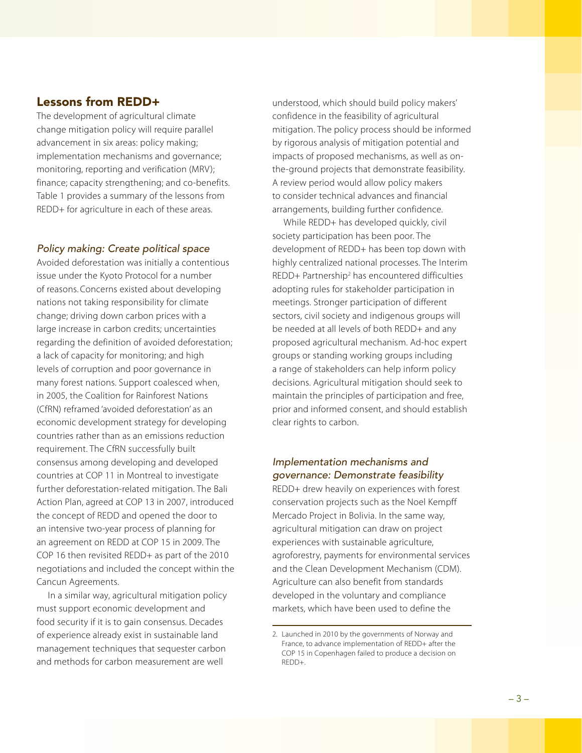## Lessons from REDD+

The development of agricultural climate change mitigation policy will require parallel advancement in six areas: policy making; implementation mechanisms and governance; monitoring, reporting and verification (MRV); finance; capacity strengthening; and co-benefits. Table 1 provides a summary of the lessons from REDD+ for agriculture in each of these areas.

### *Policy making: Create political space*

Avoided deforestation was initially a contentious issue under the Kyoto Protocol for a number of reasons. Concerns existed about developing nations not taking responsibility for climate change; driving down carbon prices with a large increase in carbon credits; uncertainties regarding the definition of avoided deforestation; a lack of capacity for monitoring; and high levels of corruption and poor governance in many forest nations. Support coalesced when, in 2005, the Coalition for Rainforest Nations (CfRN) reframed 'avoided deforestation' as an economic development strategy for developing countries rather than as an emissions reduction requirement. The CfRN successfully built consensus among developing and developed countries at COP 11 in Montreal to investigate further deforestation-related mitigation. The Bali Action Plan, agreed at COP 13 in 2007, introduced the concept of REDD and opened the door to an intensive two-year process of planning for an agreement on REDD at COP 15 in 2009. The COP 16 then revisited REDD+ as part of the 2010 negotiations and included the concept within the Cancun Agreements.

In a similar way, agricultural mitigation policy must support economic development and food security if it is to gain consensus. Decades of experience already exist in sustainable land management techniques that sequester carbon and methods for carbon measurement are well understood, which should build policy makers' confidence in the feasibility of agricultural mitigation. The policy process should be informed by rigorous analysis of mitigation potential and impacts of proposed mechanisms, as well as on-the-ground projects that demonstrate feasibility. A review period would allow policy makers to consider technical advances and financial arrangements, building further confidence.

While REDD+ has developed quickly, civil society participation has been poor. The development of REDD+ has been top down with highly centralized national processes. The Interim REDD+ Partnership[2] has encountered difficulties adopting rules for stakeholder participation in meetings. Stronger participation of different sectors, civil society and indigenous groups will be needed at all levels of both REDD+ and any proposed agricultural mechanism. Ad-hoc expert groups or standing working groups including a range of stakeholders can help inform policy decisions. Agricultural mitigation should seek to maintain the principles of participation and free, prior and informed consent, and should establish clear rights to carbon.

### *Implementation mechanisms and governance: Demonstrate feasibility*

REDD+ drew heavily on experiences with forest conservation projects such as the Noel Kempff Mercado Project in Bolivia. In the same way, agricultural mitigation can draw on project experiences with sustainable agriculture, agroforestry, payments for environmental services and the Clean Development Mechanism (CDM). Agriculture can also benefit from standards developed in the voluntary and compliance markets, which have been used to define the

2. Launched in 2010 by the governments of Norway and France, to advance implementation of REDD+ after the COP 15 in Copenhagen failed to produce a decision on REDD+.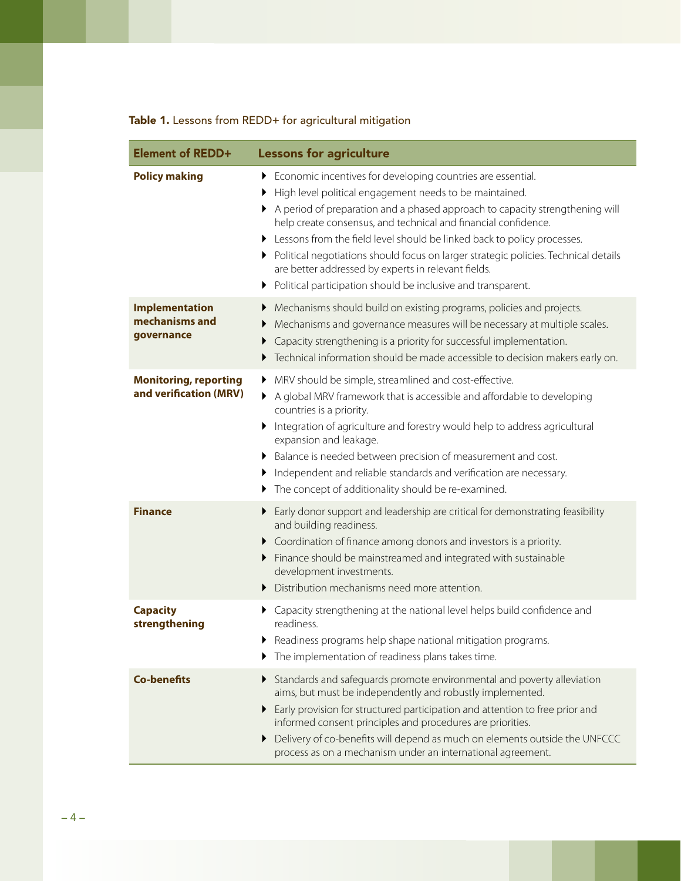**Table 1.** Lessons from REDD+ for agricultural mitigation

| Element of REDD+ | Lessons for agriculture |
| --- | --- |
| **Policy making** | ▸ Economic incentives for developing countries are essential.<br>▸ High level political engagement needs to be maintained.<br>▸ A period of preparation and a phased approach to capacity strengthening will help create consensus, and technical and financial confidence.<br>▸ Lessons from the field level should be linked back to policy processes.<br>▸ Political negotiations should focus on larger strategic policies. Technical details are better addressed by experts in relevant fields.<br>▸ Political participation should be inclusive and transparent. |
| **Implementation mechanisms and governance** | ▸ Mechanisms should build on existing programs, policies and projects.<br>▸ Mechanisms and governance measures will be necessary at multiple scales.<br>▸ Capacity strengthening is a priority for successful implementation.<br>▸ Technical information should be made accessible to decision makers early on. |
| **Monitoring, reporting and verification (MRV)** | ▸ MRV should be simple, streamlined and cost-effective.<br>▸ A global MRV framework that is accessible and affordable to developing countries is a priority.<br>▸ Integration of agriculture and forestry would help to address agricultural expansion and leakage.<br>▸ Balance is needed between precision of measurement and cost.<br>▸ Independent and reliable standards and verification are necessary.<br>▸ The concept of additionality should be re-examined. |
| **Finance** | ▸ Early donor support and leadership are critical for demonstrating feasibility and building readiness.<br>▸ Coordination of finance among donors and investors is a priority.<br>▸ Finance should be mainstreamed and integrated with sustainable development investments.<br>▸ Distribution mechanisms need more attention. |
| **Capacity strengthening** | ▸ Capacity strengthening at the national level helps build confidence and readiness.<br>▸ Readiness programs help shape national mitigation programs.<br>▸ The implementation of readiness plans takes time. |
| **Co-benefits** | ▸ Standards and safeguards promote environmental and poverty alleviation aims, but must be independently and robustly implemented.<br>▸ Early provision for structured participation and attention to free prior and informed consent principles and procedures are priorities.<br>▸ Delivery of co-benefits will depend as much on elements outside the UNFCCC process as on a mechanism under an international agreement. |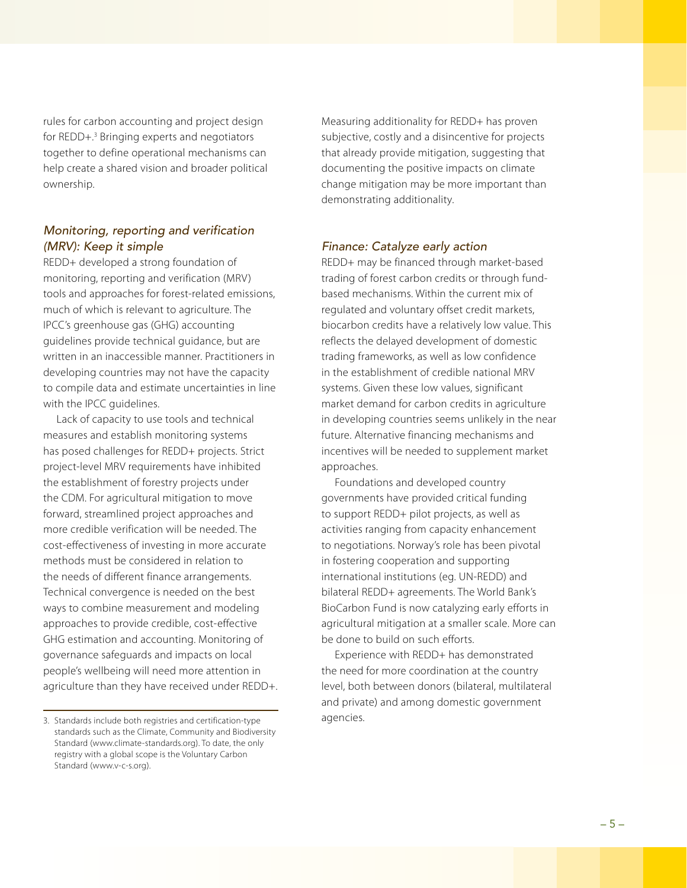rules for carbon accounting and project design for REDD+.[3] Bringing experts and negotiators together to define operational mechanisms can help create a shared vision and broader political ownership.

### *Monitoring, reporting and verification (MRV): Keep it simple*

REDD+ developed a strong foundation of monitoring, reporting and verification (MRV) tools and approaches for forest-related emissions, much of which is relevant to agriculture. The IPCC's greenhouse gas (GHG) accounting guidelines provide technical guidance, but are written in an inaccessible manner. Practitioners in developing countries may not have the capacity to compile data and estimate uncertainties in line with the IPCC guidelines.

Lack of capacity to use tools and technical measures and establish monitoring systems has posed challenges for REDD+ projects. Strict project-level MRV requirements have inhibited the establishment of forestry projects under the CDM. For agricultural mitigation to move forward, streamlined project approaches and more credible verification will be needed. The cost-effectiveness of investing in more accurate methods must be considered in relation to the needs of different finance arrangements. Technical convergence is needed on the best ways to combine measurement and modeling approaches to provide credible, cost-effective GHG estimation and accounting. Monitoring of governance safeguards and impacts on local people's wellbeing will need more attention in agriculture than they have received under REDD+.

Measuring additionality for REDD+ has proven subjective, costly and a disincentive for projects that already provide mitigation, suggesting that documenting the positive impacts on climate change mitigation may be more important than demonstrating additionality.

### *Finance: Catalyze early action*

REDD+ may be financed through market-based trading of forest carbon credits or through fund-based mechanisms. Within the current mix of regulated and voluntary offset credit markets, biocarbon credits have a relatively low value. This reflects the delayed development of domestic trading frameworks, as well as low confidence in the establishment of credible national MRV systems. Given these low values, significant market demand for carbon credits in agriculture in developing countries seems unlikely in the near future. Alternative financing mechanisms and incentives will be needed to supplement market approaches.

Foundations and developed country governments have provided critical funding to support REDD+ pilot projects, as well as activities ranging from capacity enhancement to negotiations. Norway's role has been pivotal in fostering cooperation and supporting international institutions (eg. UN-REDD) and bilateral REDD+ agreements. The World Bank's BioCarbon Fund is now catalyzing early efforts in agricultural mitigation at a smaller scale. More can be done to build on such efforts.

Experience with REDD+ has demonstrated the need for more coordination at the country level, both between donors (bilateral, multilateral and private) and among domestic government agencies.

---

3. Standards include both registries and certification-type standards such as the Climate, Community and Biodiversity Standard (www.climate-standards.org). To date, the only registry with a global scope is the Voluntary Carbon Standard (www.v-c-s.org).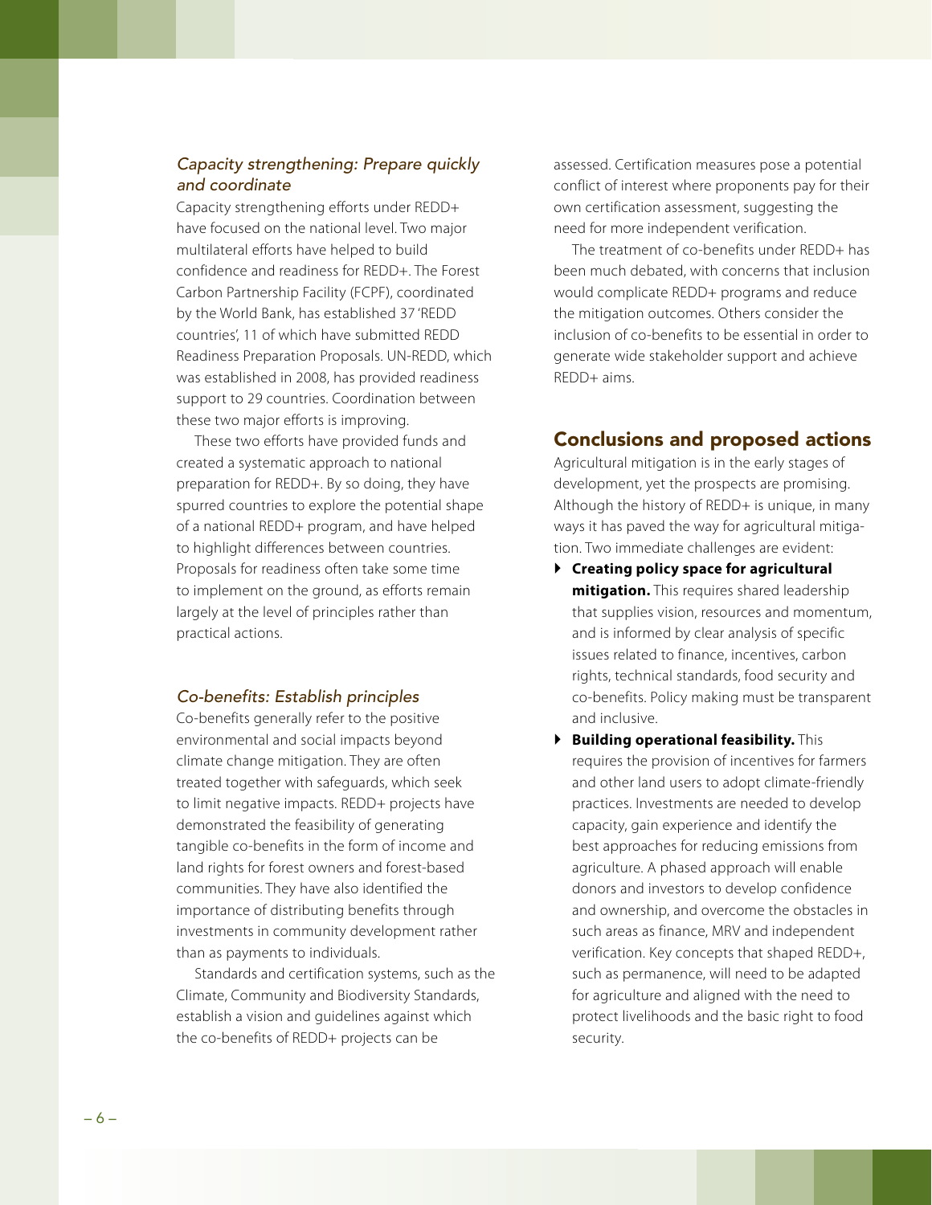### *Capacity strengthening: Prepare quickly and coordinate*

Capacity strengthening efforts under REDD+ have focused on the national level. Two major multilateral efforts have helped to build confidence and readiness for REDD+. The Forest Carbon Partnership Facility (FCPF), coordinated by the World Bank, has established 37 'REDD countries', 11 of which have submitted REDD Readiness Preparation Proposals. UN-REDD, which was established in 2008, has provided readiness support to 29 countries. Coordination between these two major efforts is improving.

These two efforts have provided funds and created a systematic approach to national preparation for REDD+. By so doing, they have spurred countries to explore the potential shape of a national REDD+ program, and have helped to highlight differences between countries. Proposals for readiness often take some time to implement on the ground, as efforts remain largely at the level of principles rather than practical actions.

### *Co-benefits: Establish principles*

Co-benefits generally refer to the positive environmental and social impacts beyond climate change mitigation. They are often treated together with safeguards, which seek to limit negative impacts. REDD+ projects have demonstrated the feasibility of generating tangible co-benefits in the form of income and land rights for forest owners and forest-based communities. They have also identified the importance of distributing benefits through investments in community development rather than as payments to individuals.

Standards and certification systems, such as the Climate, Community and Biodiversity Standards, establish a vision and guidelines against which the co-benefits of REDD+ projects can be assessed. Certification measures pose a potential conflict of interest where proponents pay for their own certification assessment, suggesting the need for more independent verification.

The treatment of co-benefits under REDD+ has been much debated, with concerns that inclusion would complicate REDD+ programs and reduce the mitigation outcomes. Others consider the inclusion of co-benefits to be essential in order to generate wide stakeholder support and achieve REDD+ aims.

## Conclusions and proposed actions

Agricultural mitigation is in the early stages of development, yet the prospects are promising. Although the history of REDD+ is unique, in many ways it has paved the way for agricultural mitigation. Two immediate challenges are evident:

- **Creating policy space for agricultural mitigation.** This requires shared leadership that supplies vision, resources and momentum, and is informed by clear analysis of specific issues related to finance, incentives, carbon rights, technical standards, food security and co-benefits. Policy making must be transparent and inclusive.
- **Building operational feasibility.** This requires the provision of incentives for farmers and other land users to adopt climate-friendly practices. Investments are needed to develop capacity, gain experience and identify the best approaches for reducing emissions from agriculture. A phased approach will enable donors and investors to develop confidence and ownership, and overcome the obstacles in such areas as finance, MRV and independent verification. Key concepts that shaped REDD+, such as permanence, will need to be adapted for agriculture and aligned with the need to protect livelihoods and the basic right to food security.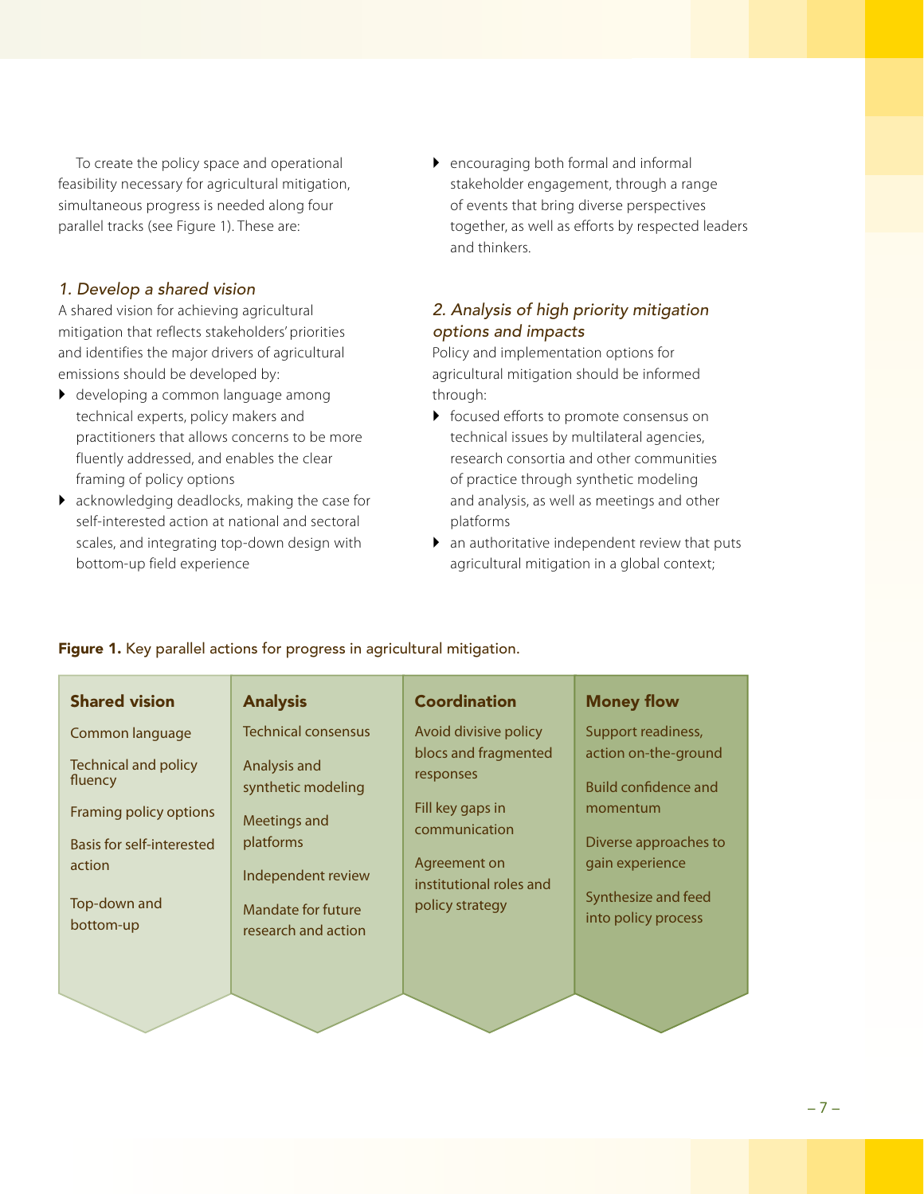To create the policy space and operational feasibility necessary for agricultural mitigation, simultaneous progress is needed along four parallel tracks (see Figure 1). These are:

### *1. Develop a shared vision*

A shared vision for achieving agricultural mitigation that reflects stakeholders' priorities and identifies the major drivers of agricultural emissions should be developed by:

- developing a common language among technical experts, policy makers and practitioners that allows concerns to be more fluently addressed, and enables the clear framing of policy options
- acknowledging deadlocks, making the case for self-interested action at national and sectoral scales, and integrating top-down design with bottom-up field experience
- encouraging both formal and informal stakeholder engagement, through a range of events that bring diverse perspectives together, as well as efforts by respected leaders and thinkers.

### *2. Analysis of high priority mitigation options and impacts*

Policy and implementation options for agricultural mitigation should be informed through:

- focused efforts to promote consensus on technical issues by multilateral agencies, research consortia and other communities of practice through synthetic modeling and analysis, as well as meetings and other platforms
- an authoritative independent review that puts agricultural mitigation in a global context;

**Figure 1.** Key parallel actions for progress in agricultural mitigation.

| Shared vision | Analysis | Coordination | Money flow |
|---|---|---|---|
| Common language | Technical consensus | Avoid divisive policy blocs and fragmented responses | Support readiness, action on-the-ground |
| Technical and policy fluency | Analysis and synthetic modeling | Fill key gaps in communication | Build confidence and momentum |
| Framing policy options | Meetings and platforms | Agreement on institutional roles and policy strategy | Diverse approaches to gain experience |
| Basis for self-interested action | Independent review | | Synthesize and feed into policy process |
| Top-down and bottom-up | Mandate for future research and action | | |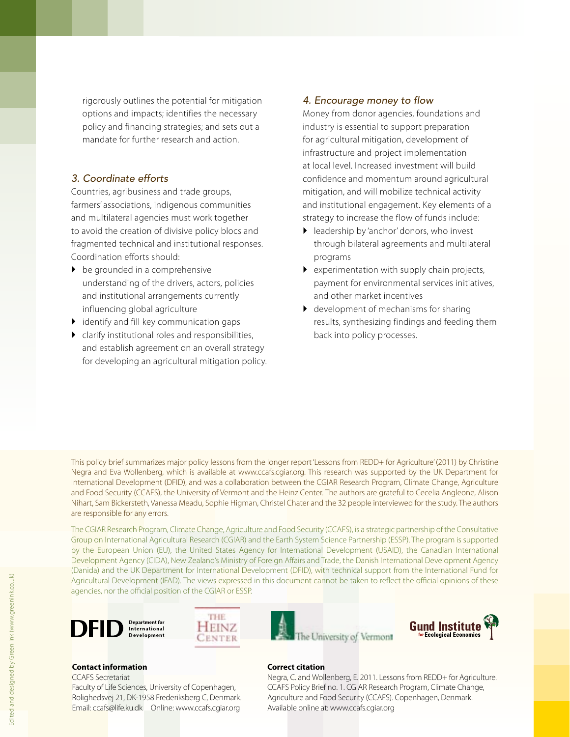rigorously outlines the potential for mitigation options and impacts; identifies the necessary policy and financing strategies; and sets out a mandate for further research and action.

### *3. Coordinate efforts*

Countries, agribusiness and trade groups, farmers' associations, indigenous communities and multilateral agencies must work together to avoid the creation of divisive policy blocs and fragmented technical and institutional responses. Coordination efforts should:

- be grounded in a comprehensive understanding of the drivers, actors, policies and institutional arrangements currently influencing global agriculture
- identify and fill key communication gaps
- clarify institutional roles and responsibilities, and establish agreement on an overall strategy for developing an agricultural mitigation policy.

### *4. Encourage money to flow*

Money from donor agencies, foundations and industry is essential to support preparation for agricultural mitigation, development of infrastructure and project implementation at local level. Increased investment will build confidence and momentum around agricultural mitigation, and will mobilize technical activity and institutional engagement. Key elements of a strategy to increase the flow of funds include:

- leadership by 'anchor' donors, who invest through bilateral agreements and multilateral programs
- experimentation with supply chain projects, payment for environmental services initiatives, and other market incentives
- development of mechanisms for sharing results, synthesizing findings and feeding them back into policy processes.

This policy brief summarizes major policy lessons from the longer report 'Lessons from REDD+ for Agriculture' (2011) by Christine Negra and Eva Wollenberg, which is available at www.ccafs.cgiar.org. This research was supported by the UK Department for International Development (DFID), and was a collaboration between the CGIAR Research Program, Climate Change, Agriculture and Food Security (CCAFS), the University of Vermont and the Heinz Center. The authors are grateful to Cecelia Angleone, Alison Nihart, Sam Bickersteth, Vanessa Meadu, Sophie Higman, Christel Chater and the 32 people interviewed for the study. The authors are responsible for any errors.

The CGIAR Research Program, Climate Change, Agriculture and Food Security (CCAFS), is a strategic partnership of the Consultative Group on International Agricultural Research (CGIAR) and the Earth System Science Partnership (ESSP). The program is supported by the European Union (EU), the United States Agency for International Development (USAID), the Canadian International Development Agency (CIDA), New Zealand's Ministry of Foreign Affairs and Trade, the Danish International Development Agency (Danida) and the UK Department for International Development (DFID), with technical support from the International Fund for Agricultural Development (IFAD). The views expressed in this document cannot be taken to reflect the official opinions of these agencies, nor the official position of the CGIAR or ESSP.

DFID Department for International Development

The Heinz Center

The University of Vermont

Gund Institute for Ecological Economics

**Contact information**
CCAFS Secretariat
Faculty of Life Sciences, University of Copenhagen,
Rolighedsvej 21, DK-1958 Frederiksberg C, Denmark.
Email: ccafs@life.ku.dk Online: www.ccafs.cgiar.org

**Correct citation**
Negra, C. and Wollenberg, E. 2011. Lessons from REDD+ for Agriculture. CCAFS Policy Brief no. 1. CGIAR Research Program, Climate Change, Agriculture and Food Security (CCAFS). Copenhagen, Denmark. Available online at: www.ccafs.cgiar.org

Edited and designed by Green Ink (www.greenink.co.uk)